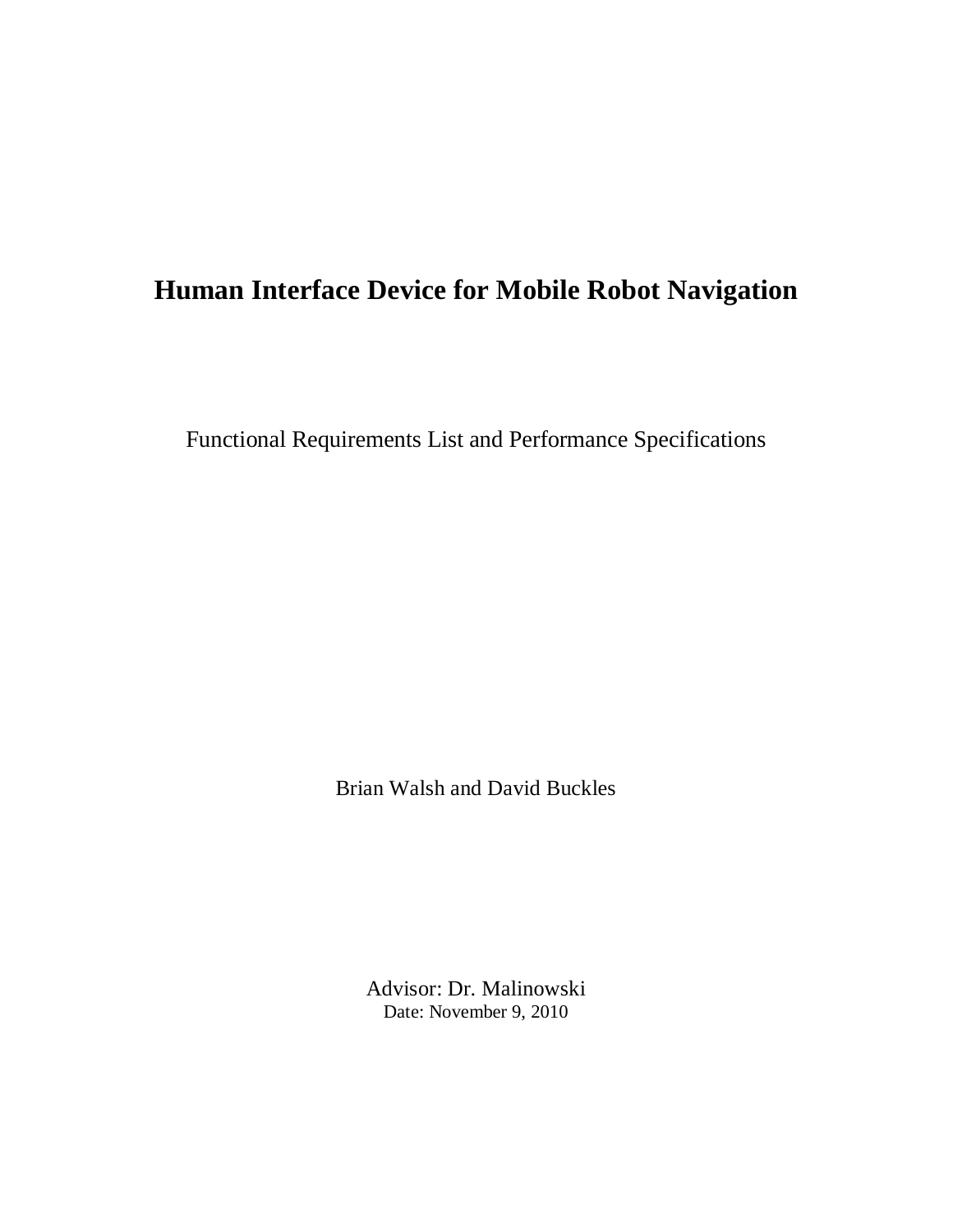# Human Interface Device for Mobile Robot Navigation

Functional Requirements List and Performance Specifications

Brian Walsh and David Buckles

Advisor: Dr. Malinowski

Date: November 9, 2010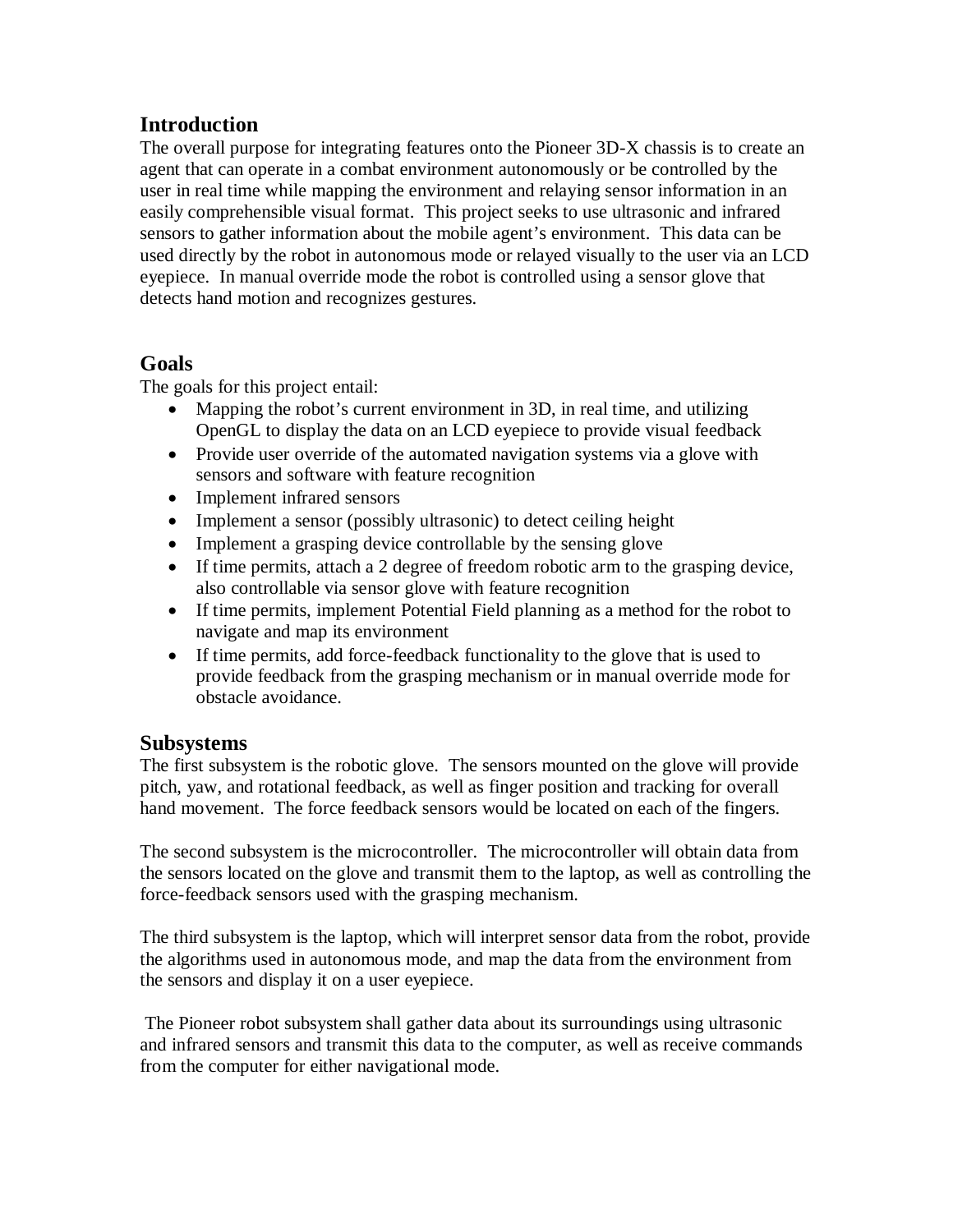## Introduction

The overall purpose for integrating features onto the Pioneer 3D-X chassis is to create an agent that can operate in a combat environment autonomously or be controlled by the user in real time while mapping the environment and relaying sensor information in an easily comprehensible visual format. This project seeks to use ultrasonic and infrared sensors to gather information about the mobile agent's environment. This data can be used directly by the robot in autonomous mode or relayed visually to the user via an LCD eyepiece. In manual override mode the robot is controlled using a sensor glove that detects hand motion and recognizes gestures.

## Goals

The goals for this project entail:

- Mapping the robot's current environment in 3D, in real time, and utilizing OpenGL to display the data on an LCD eyepiece to provide visual feedback
- Provide user override of the automated navigation systems via a glove with sensors and software with feature recognition
- Implement infrared sensors
- Implement a sensor (possibly ultrasonic) to detect ceiling height
- Implement a grasping device controllable by the sensing glove
- If time permits, attach a 2 degree of freedom robotic arm to the grasping device, also controllable via sensor glove with feature recognition
- If time permits, implement Potential Field planning as a method for the robot to navigate and map its environment
- If time permits, add force-feedback functionality to the glove that is used to provide feedback from the grasping mechanism or in manual override mode for obstacle avoidance.

## Subsystems

The first subsystem is the robotic glove. The sensors mounted on the glove will provide pitch, yaw, and rotational feedback, as well as finger position and tracking for overall hand movement. The force feedback sensors would be located on each of the fingers.

The second subsystem is the microcontroller. The microcontroller will obtain data from the sensors located on the glove and transmit them to the laptop, as well as controlling the force-feedback sensors used with the grasping mechanism.

The third subsystem is the laptop, which will interpret sensor data from the robot, provide the algorithms used in autonomous mode, and map the data from the environment from the sensors and display it on a user eyepiece.

The Pioneer robot subsystem shall gather data about its surroundings using ultrasonic and infrared sensors and transmit this data to the computer, as well as receive commands from the computer for either navigational mode.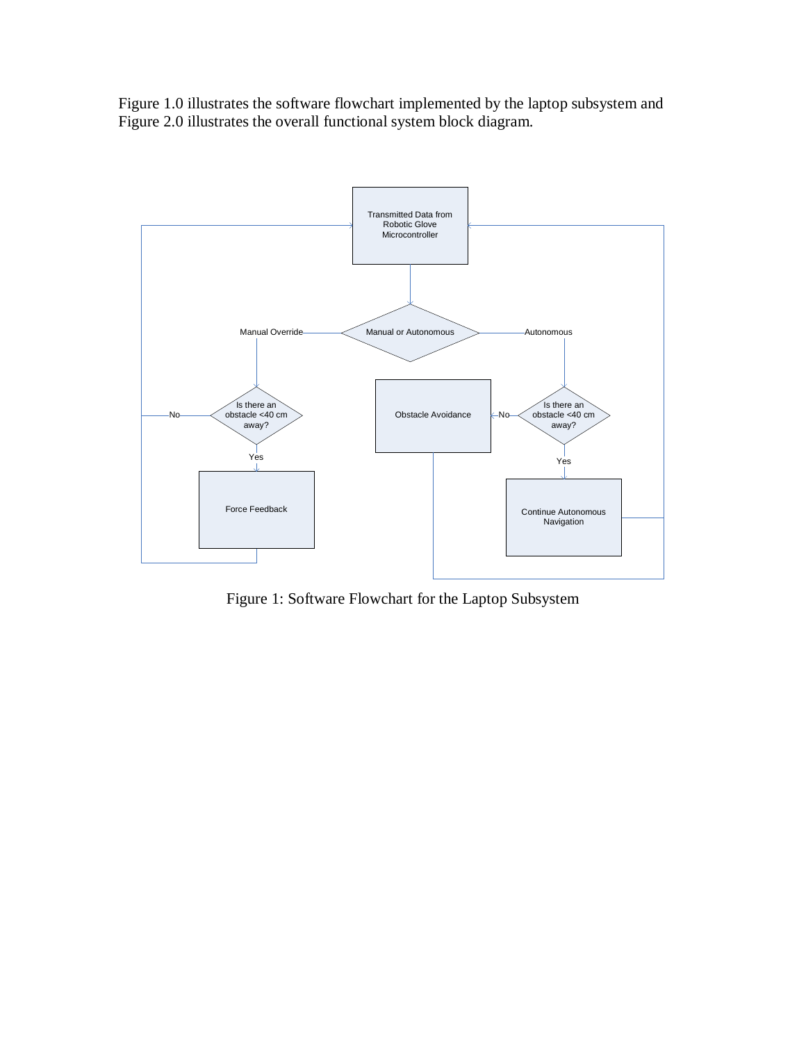Figure 1.0 illustrates the software flowchart implemented by the laptop subsystem and Figure 2.0 illustrates the overall functional system block diagram.

Figure 1: Software Flowchart for the Laptop Subsystem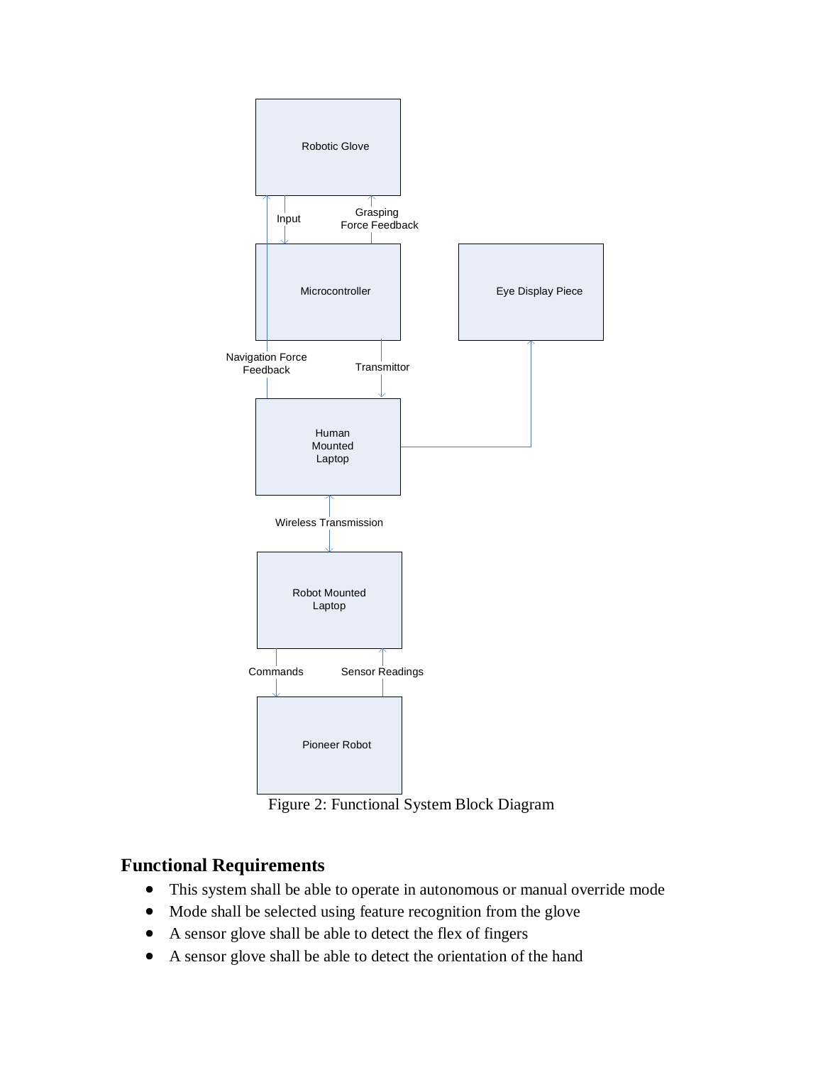Figure 2: Functional System Block Diagram

## Functional Requirements

- This system shall be able to operate in autonomous or manual override mode
- Mode shall be selected using feature recognition from the glove
- A sensor glove shall be able to detect the flex of fingers
- A sensor glove shall be able to detect the orientation of the hand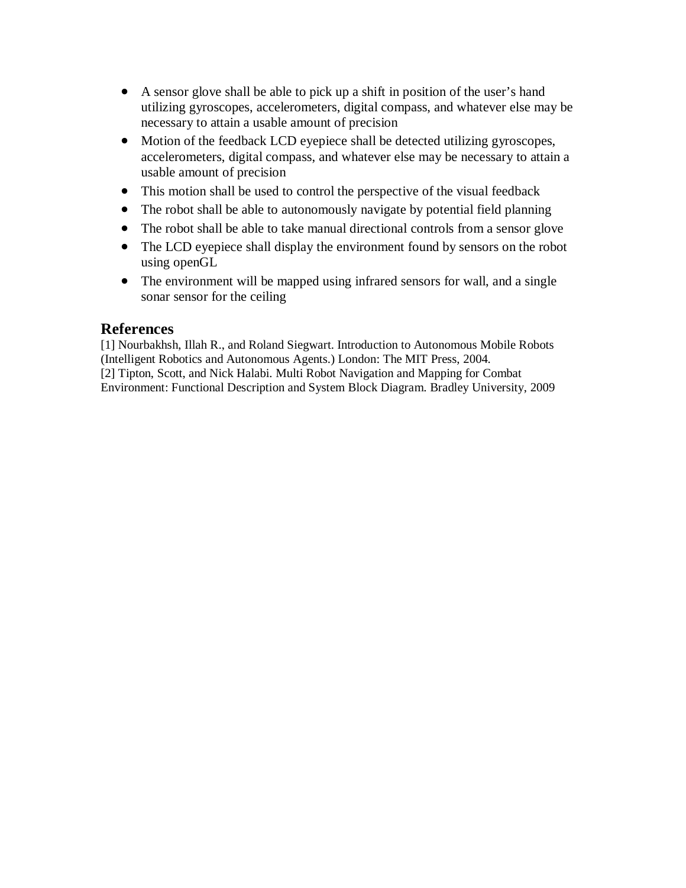- A sensor glove shall be able to pick up a shift in position of the user's hand utilizing gyroscopes, accelerometers, digital compass, and whatever else may be necessary to attain a usable amount of precision
- Motion of the feedback LCD eyepiece shall be detected utilizing gyroscopes, accelerometers, digital compass, and whatever else may be necessary to attain a usable amount of precision
- This motion shall be used to control the perspective of the visual feedback
- The robot shall be able to autonomously navigate by potential field planning
- The robot shall be able to take manual directional controls from a sensor glove
- The LCD eyepiece shall display the environment found by sensors on the robot using openGL
- The environment will be mapped using infrared sensors for wall, and a single sonar sensor for the ceiling

## References

[1] Nourbakhsh, Illah R., and Roland Siegwart. Introduction to Autonomous Mobile Robots (Intelligent Robotics and Autonomous Agents.) London: The MIT Press, 2004.
[2] Tipton, Scott, and Nick Halabi. Multi Robot Navigation and Mapping for Combat Environment: Functional Description and System Block Diagram. Bradley University, 2009